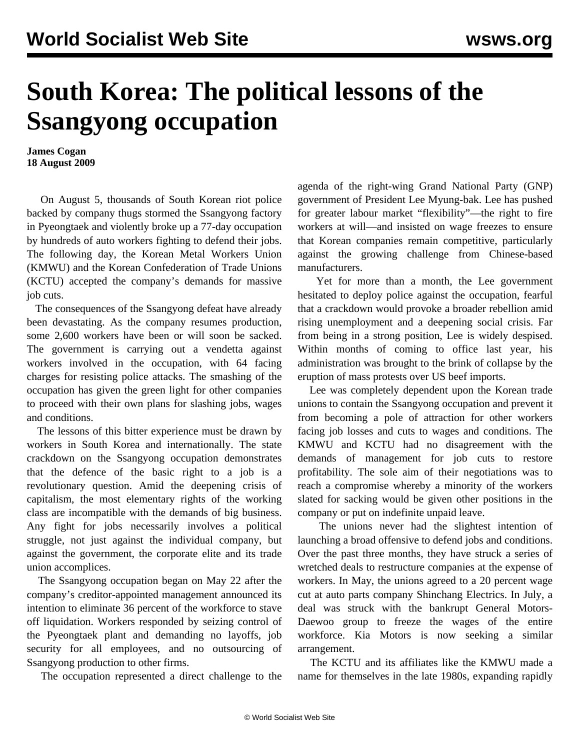# South Korea: The political lessons of the Ssangyong occupation

**James Cogan**
**18 August 2009**

On August 5, thousands of South Korean riot police backed by company thugs stormed the Ssangyong factory in Pyeongtaek and violently broke up a 77-day occupation by hundreds of auto workers fighting to defend their jobs. The following day, the Korean Metal Workers Union (KMWU) and the Korean Confederation of Trade Unions (KCTU) accepted the company's demands for massive job cuts.

The consequences of the Ssangyong defeat have already been devastating. As the company resumes production, some 2,600 workers have been or will soon be sacked. The government is carrying out a vendetta against workers involved in the occupation, with 64 facing charges for resisting police attacks. The smashing of the occupation has given the green light for other companies to proceed with their own plans for slashing jobs, wages and conditions.

The lessons of this bitter experience must be drawn by workers in South Korea and internationally. The state crackdown on the Ssangyong occupation demonstrates that the defence of the basic right to a job is a revolutionary question. Amid the deepening crisis of capitalism, the most elementary rights of the working class are incompatible with the demands of big business. Any fight for jobs necessarily involves a political struggle, not just against the individual company, but against the government, the corporate elite and its trade union accomplices.

The Ssangyong occupation began on May 22 after the company's creditor-appointed management announced its intention to eliminate 36 percent of the workforce to stave off liquidation. Workers responded by seizing control of the Pyeongtaek plant and demanding no layoffs, job security for all employees, and no outsourcing of Ssangyong production to other firms.

The occupation represented a direct challenge to the agenda of the right-wing Grand National Party (GNP) government of President Lee Myung-bak. Lee has pushed for greater labour market "flexibility"—the right to fire workers at will—and insisted on wage freezes to ensure that Korean companies remain competitive, particularly against the growing challenge from Chinese-based manufacturers.

Yet for more than a month, the Lee government hesitated to deploy police against the occupation, fearful that a crackdown would provoke a broader rebellion amid rising unemployment and a deepening social crisis. Far from being in a strong position, Lee is widely despised. Within months of coming to office last year, his administration was brought to the brink of collapse by the eruption of mass protests over US beef imports.

Lee was completely dependent upon the Korean trade unions to contain the Ssangyong occupation and prevent it from becoming a pole of attraction for other workers facing job losses and cuts to wages and conditions. The KMWU and KCTU had no disagreement with the demands of management for job cuts to restore profitability. The sole aim of their negotiations was to reach a compromise whereby a minority of the workers slated for sacking would be given other positions in the company or put on indefinite unpaid leave.

The unions never had the slightest intention of launching a broad offensive to defend jobs and conditions. Over the past three months, they have struck a series of wretched deals to restructure companies at the expense of workers. In May, the unions agreed to a 20 percent wage cut at auto parts company Shinchang Electrics. In July, a deal was struck with the bankrupt General Motors-Daewoo group to freeze the wages of the entire workforce. Kia Motors is now seeking a similar arrangement.

The KCTU and its affiliates like the KMWU made a name for themselves in the late 1980s, expanding rapidly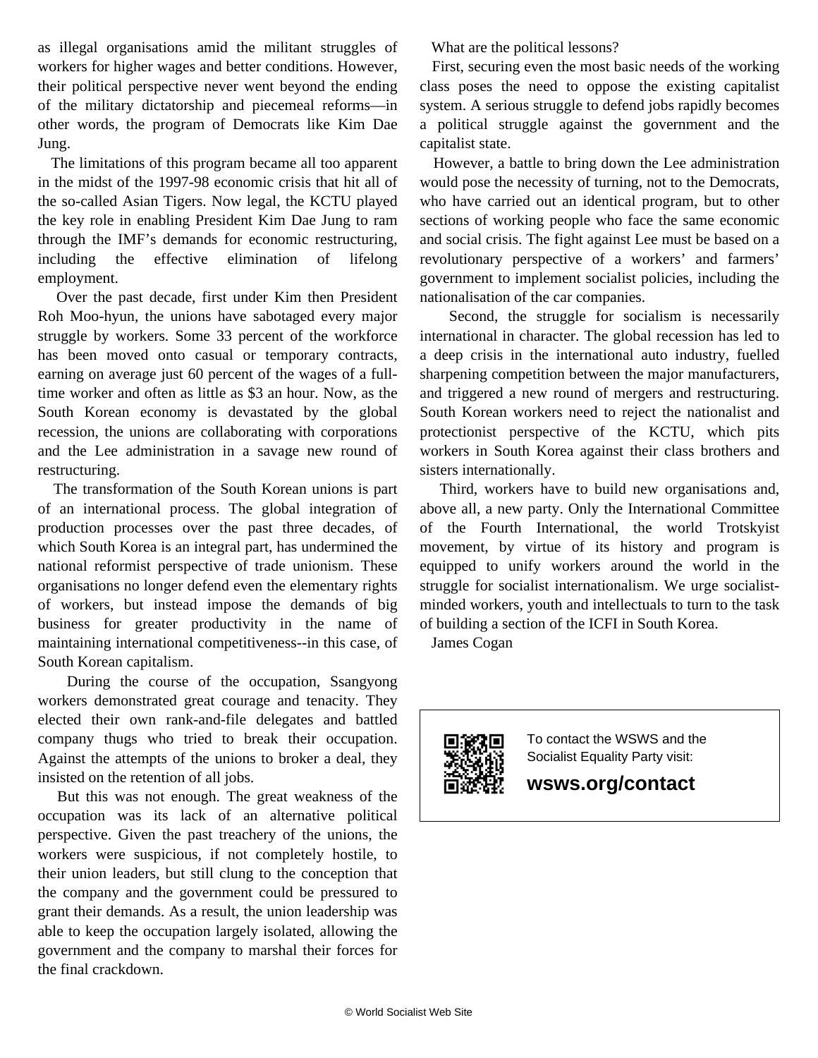as illegal organisations amid the militant struggles of workers for higher wages and better conditions. However, their political perspective never went beyond the ending of the military dictatorship and piecemeal reforms—in other words, the program of Democrats like Kim Dae Jung.

The limitations of this program became all too apparent in the midst of the 1997-98 economic crisis that hit all of the so-called Asian Tigers. Now legal, the KCTU played the key role in enabling President Kim Dae Jung to ram through the IMF's demands for economic restructuring, including the effective elimination of lifelong employment.

Over the past decade, first under Kim then President Roh Moo-hyun, the unions have sabotaged every major struggle by workers. Some 33 percent of the workforce has been moved onto casual or temporary contracts, earning on average just 60 percent of the wages of a full-time worker and often as little as $3 an hour. Now, as the South Korean economy is devastated by the global recession, the unions are collaborating with corporations and the Lee administration in a savage new round of restructuring.

The transformation of the South Korean unions is part of an international process. The global integration of production processes over the past three decades, of which South Korea is an integral part, has undermined the national reformist perspective of trade unionism. These organisations no longer defend even the elementary rights of workers, but instead impose the demands of big business for greater productivity in the name of maintaining international competitiveness--in this case, of South Korean capitalism.

During the course of the occupation, Ssangyong workers demonstrated great courage and tenacity. They elected their own rank-and-file delegates and battled company thugs who tried to break their occupation. Against the attempts of the unions to broker a deal, they insisted on the retention of all jobs.

But this was not enough. The great weakness of the occupation was its lack of an alternative political perspective. Given the past treachery of the unions, the workers were suspicious, if not completely hostile, to their union leaders, but still clung to the conception that the company and the government could be pressured to grant their demands. As a result, the union leadership was able to keep the occupation largely isolated, allowing the government and the company to marshal their forces for the final crackdown.

What are the political lessons?

First, securing even the most basic needs of the working class poses the need to oppose the existing capitalist system. A serious struggle to defend jobs rapidly becomes a political struggle against the government and the capitalist state.

However, a battle to bring down the Lee administration would pose the necessity of turning, not to the Democrats, who have carried out an identical program, but to other sections of working people who face the same economic and social crisis. The fight against Lee must be based on a revolutionary perspective of a workers' and farmers' government to implement socialist policies, including the nationalisation of the car companies.

Second, the struggle for socialism is necessarily international in character. The global recession has led to a deep crisis in the international auto industry, fuelled sharpening competition between the major manufacturers, and triggered a new round of mergers and restructuring. South Korean workers need to reject the nationalist and protectionist perspective of the KCTU, which pits workers in South Korea against their class brothers and sisters internationally.

Third, workers have to build new organisations and, above all, a new party. Only the International Committee of the Fourth International, the world Trotskyist movement, by virtue of its history and program is equipped to unify workers around the world in the struggle for socialist internationalism. We urge socialist-minded workers, youth and intellectuals to turn to the task of building a section of the ICFI in South Korea.

James Cogan

To contact the WSWS and the Socialist Equality Party visit:

**wsws.org/contact**